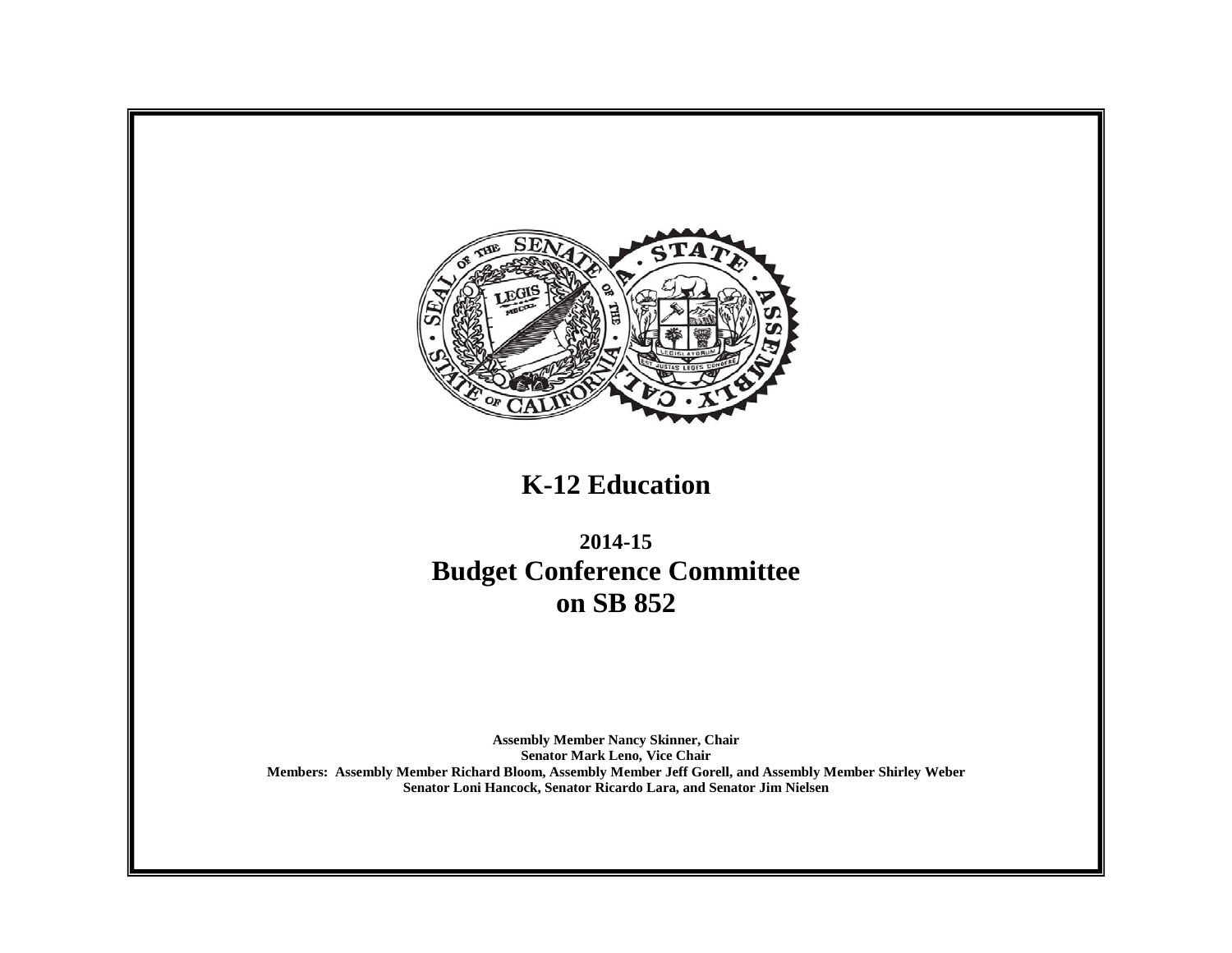# K-12 Education

## 2014-15
## Budget Conference Committee
## on SB 852

**Assembly Member Nancy Skinner, Chair**
**Senator Mark Leno, Vice Chair**
**Members: Assembly Member Richard Bloom, Assembly Member Jeff Gorell, and Assembly Member Shirley Weber**
**Senator Loni Hancock, Senator Ricardo Lara, and Senator Jim Nielsen**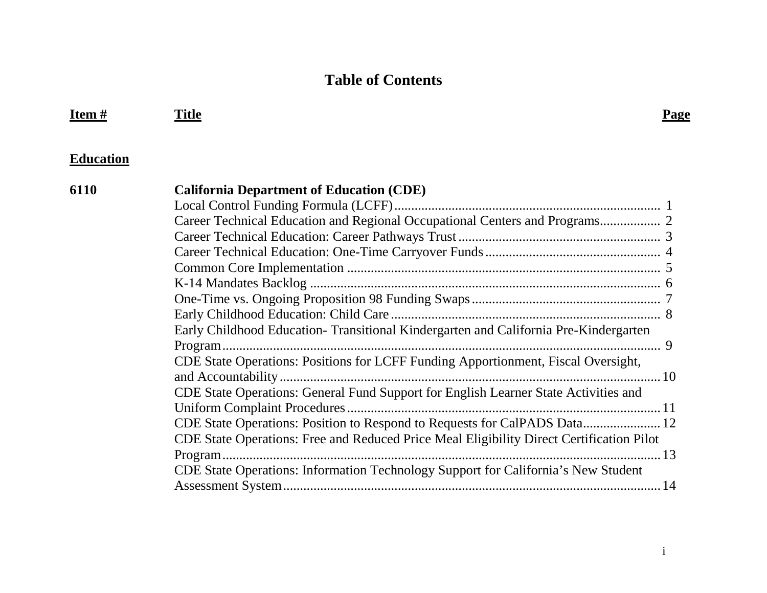# Table of Contents

| Item # | Title | Page |
|---|---|---|
| **Education** | | |
| **6110** | **California Department of Education (CDE)** | |
| | Local Control Funding Formula (LCFF) | 1 |
| | Career Technical Education and Regional Occupational Centers and Programs | 2 |
| | Career Technical Education: Career Pathways Trust | 3 |
| | Career Technical Education: One-Time Carryover Funds | 4 |
| | Common Core Implementation | 5 |
| | K-14 Mandates Backlog | 6 |
| | One-Time vs. Ongoing Proposition 98 Funding Swaps | 7 |
| | Early Childhood Education: Child Care | 8 |
| | Early Childhood Education- Transitional Kindergarten and California Pre-Kindergarten Program | 9 |
| | CDE State Operations: Positions for LCFF Funding Apportionment, Fiscal Oversight, and Accountability | 10 |
| | CDE State Operations: General Fund Support for English Learner State Activities and Uniform Complaint Procedures | 11 |
| | CDE State Operations: Position to Respond to Requests for CalPADS Data | 12 |
| | CDE State Operations: Free and Reduced Price Meal Eligibility Direct Certification Pilot Program | 13 |
| | CDE State Operations: Information Technology Support for California's New Student Assessment System | 14 |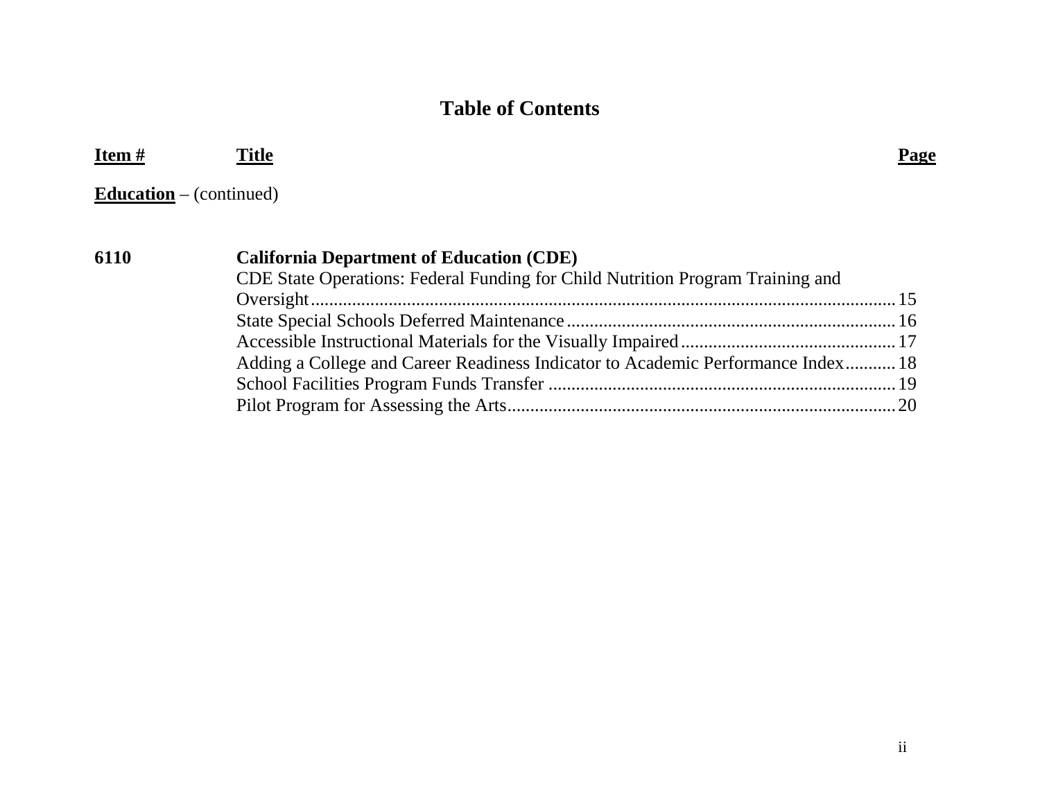## Table of Contents

| **Item #** | **Title** | **Page** |
| --- | --- | --- |
| **Education** – (continued) | | |
| **6110** | **California Department of Education (CDE)** | |
| | CDE State Operations: Federal Funding for Child Nutrition Program Training and Oversight | 15 |
| | State Special Schools Deferred Maintenance | 16 |
| | Accessible Instructional Materials for the Visually Impaired | 17 |
| | Adding a College and Career Readiness Indicator to Academic Performance Index | 18 |
| | School Facilities Program Funds Transfer | 19 |
| | Pilot Program for Assessing the Arts | 20 |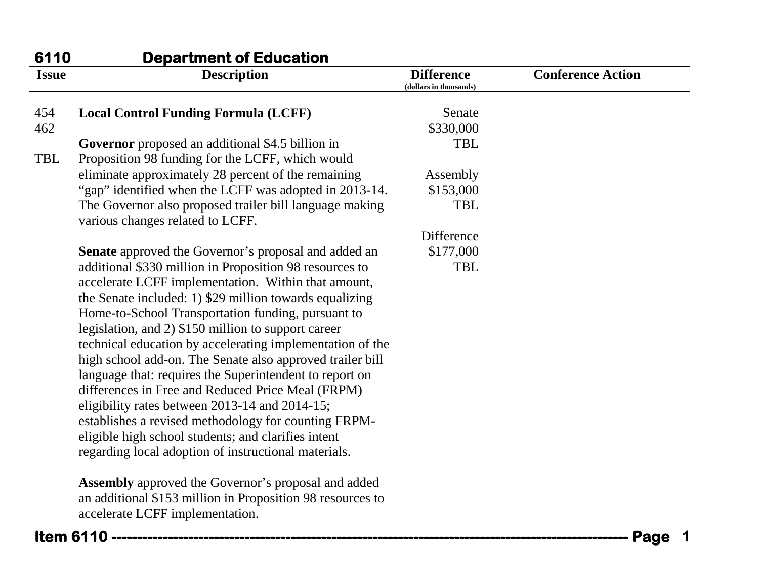## 6110 Department of Education

| Issue | Description | Difference (dollars in thousands) | Conference Action |
|---|---|---|---|
| 454<br>462<br><br>TBL | **Local Control Funding Formula (LCFF)**<br><br>**Governor** proposed an additional $4.5 billion in Proposition 98 funding for the LCFF, which would eliminate approximately 28 percent of the remaining "gap" identified when the LCFF was adopted in 2013-14. The Governor also proposed trailer bill language making various changes related to LCFF.<br><br>**Senate** approved the Governor's proposal and added an additional $330 million in Proposition 98 resources to accelerate LCFF implementation. Within that amount, the Senate included: 1) $29 million towards equalizing Home-to-School Transportation funding, pursuant to legislation, and 2) $150 million to support career technical education by accelerating implementation of the high school add-on. The Senate also approved trailer bill language that: requires the Superintendent to report on differences in Free and Reduced Price Meal (FRPM) eligibility rates between 2013-14 and 2014-15; establishes a revised methodology for counting FRPM-eligible high school students; and clarifies intent regarding local adoption of instructional materials.<br><br>**Assembly** approved the Governor's proposal and added an additional $153 million in Proposition 98 resources to accelerate LCFF implementation. | Senate<br>$330,000<br>TBL<br><br>Assembly<br>$153,000<br>TBL<br><br>Difference<br>$177,000<br>TBL | |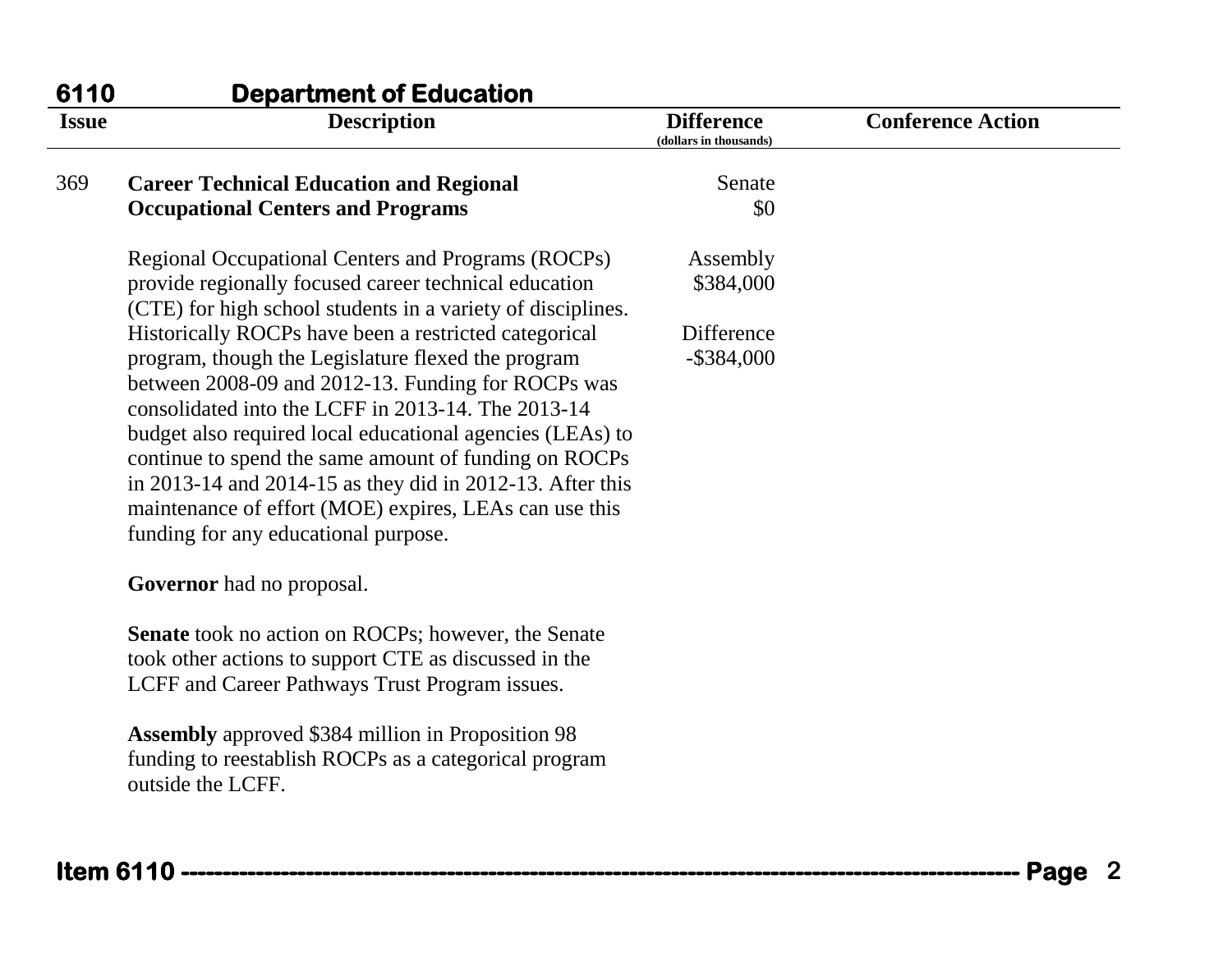## 6110 Department of Education

| Issue | Description | Difference (dollars in thousands) | Conference Action |
|---|---|---|---|
| 369 | **Career Technical Education and Regional Occupational Centers and Programs**<br><br>Regional Occupational Centers and Programs (ROCPs) provide regionally focused career technical education (CTE) for high school students in a variety of disciplines. Historically ROCPs have been a restricted categorical program, though the Legislature flexed the program between 2008-09 and 2012-13. Funding for ROCPs was consolidated into the LCFF in 2013-14. The 2013-14 budget also required local educational agencies (LEAs) to continue to spend the same amount of funding on ROCPs in 2013-14 and 2014-15 as they did in 2012-13. After this maintenance of effort (MOE) expires, LEAs can use this funding for any educational purpose.<br><br>**Governor** had no proposal.<br><br>**Senate** took no action on ROCPs; however, the Senate took other actions to support CTE as discussed in the LCFF and Career Pathways Trust Program issues.<br><br>**Assembly** approved $384 million in Proposition 98 funding to reestablish ROCPs as a categorical program outside the LCFF. | Senate<br>$0<br><br>Assembly<br>$384,000<br><br>Difference<br>-$384,000 | |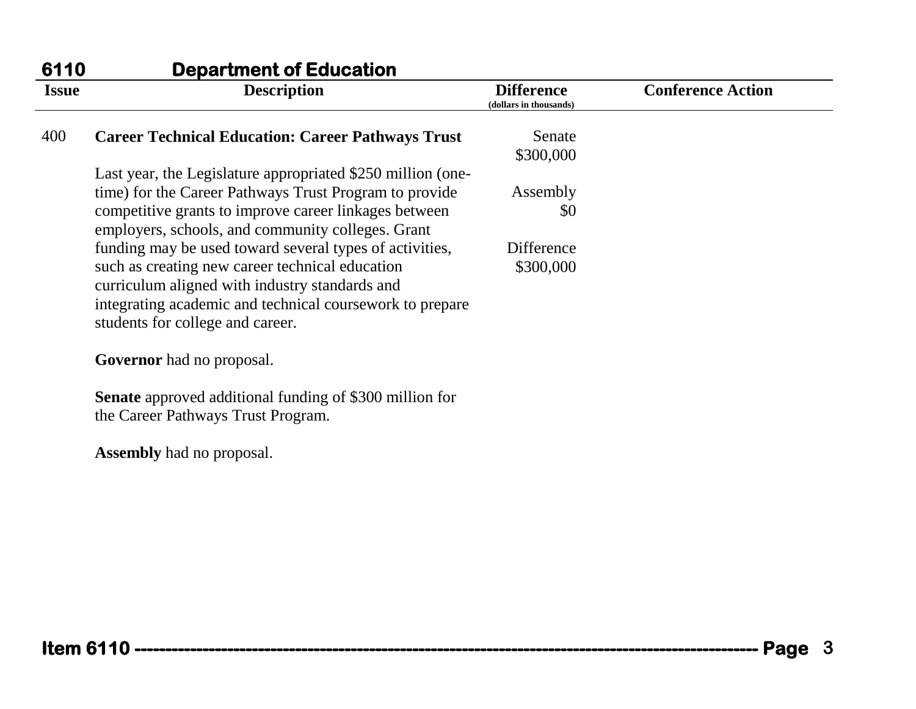## 6110 Department of Education

| Issue | Description | Difference (dollars in thousands) | Conference Action |
| --- | --- | --- | --- |
| 400 | **Career Technical Education: Career Pathways Trust**<br><br>Last year, the Legislature appropriated $250 million (one-time) for the Career Pathways Trust Program to provide competitive grants to improve career linkages between employers, schools, and community colleges. Grant funding may be used toward several types of activities, such as creating new career technical education curriculum aligned with industry standards and integrating academic and technical coursework to prepare students for college and career.<br><br>**Governor** had no proposal.<br><br>**Senate** approved additional funding of $300 million for the Career Pathways Trust Program.<br><br>**Assembly** had no proposal. | Senate<br>$300,000<br><br>Assembly<br>$0<br><br>Difference<br>$300,000 | |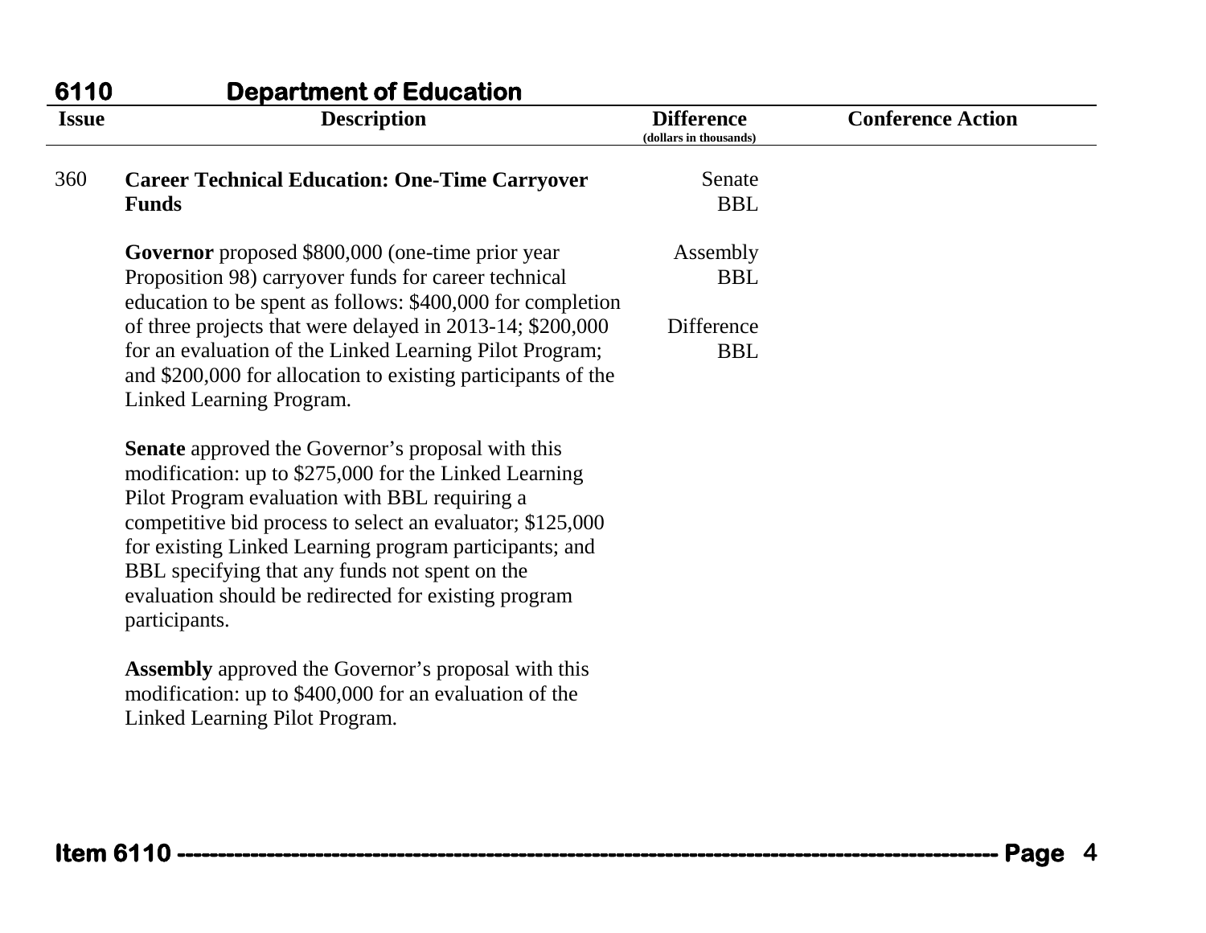## 6110 Department of Education

| Issue | Description | Difference (dollars in thousands) | Conference Action |
|---|---|---|---|
| 360 | **Career Technical Education: One-Time Carryover Funds**<br><br>**Governor** proposed $800,000 (one-time prior year Proposition 98) carryover funds for career technical education to be spent as follows: $400,000 for completion of three projects that were delayed in 2013-14; $200,000 for an evaluation of the Linked Learning Pilot Program; and $200,000 for allocation to existing participants of the Linked Learning Program.<br><br>**Senate** approved the Governor's proposal with this modification: up to $275,000 for the Linked Learning Pilot Program evaluation with BBL requiring a competitive bid process to select an evaluator; $125,000 for existing Linked Learning program participants; and BBL specifying that any funds not spent on the evaluation should be redirected for existing program participants.<br><br>**Assembly** approved the Governor's proposal with this modification: up to $400,000 for an evaluation of the Linked Learning Pilot Program. | Senate<br>BBL<br><br>Assembly<br>BBL<br><br>Difference<br>BBL | |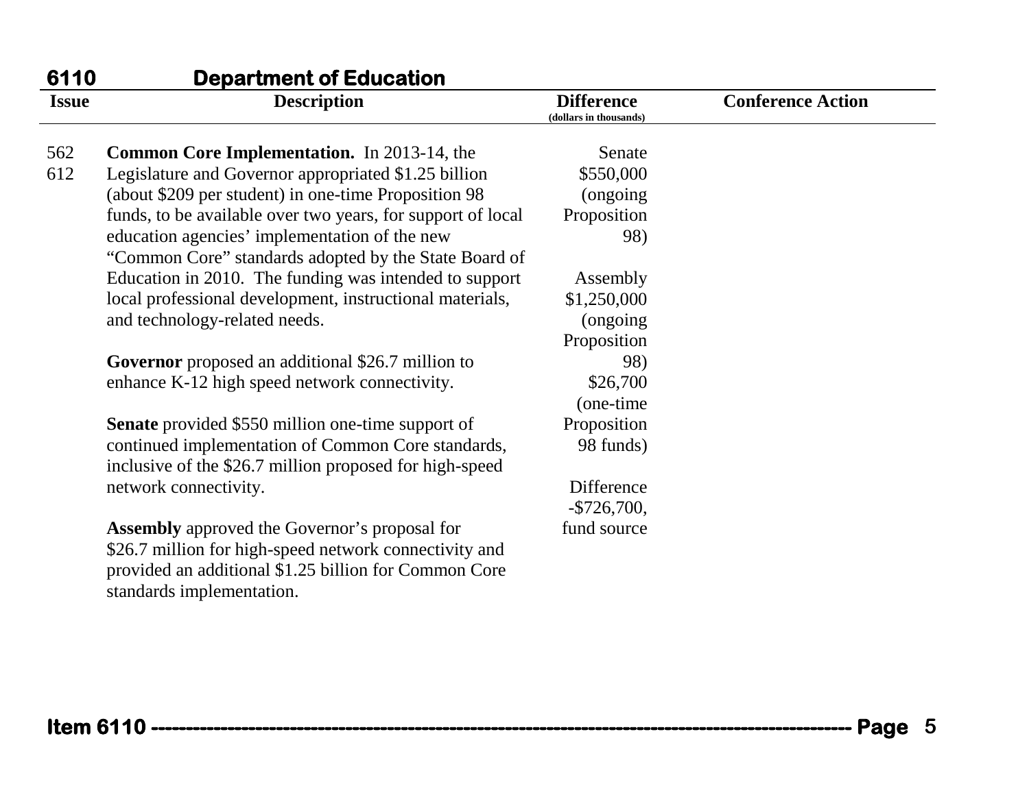## 6110 Department of Education

| Issue | Description | Difference (dollars in thousands) | Conference Action |
|---|---|---|---|
| 562<br>612 | **Common Core Implementation.** In 2013-14, the Legislature and Governor appropriated $1.25 billion (about $209 per student) in one-time Proposition 98 funds, to be available over two years, for support of local education agencies' implementation of the new "Common Core" standards adopted by the State Board of Education in 2010. The funding was intended to support local professional development, instructional materials, and technology-related needs.<br><br>**Governor** proposed an additional $26.7 million to enhance K-12 high speed network connectivity.<br><br>**Senate** provided $550 million one-time support of continued implementation of Common Core standards, inclusive of the $26.7 million proposed for high-speed network connectivity.<br><br>**Assembly** approved the Governor's proposal for $26.7 million for high-speed network connectivity and provided an additional $1.25 billion for Common Core standards implementation. | Senate<br>$550,000<br>(ongoing Proposition 98)<br><br>Assembly<br>$1,250,000<br>(ongoing Proposition 98)<br>$26,700<br>(one-time Proposition 98 funds)<br><br>Difference<br>-$726,700, fund source | |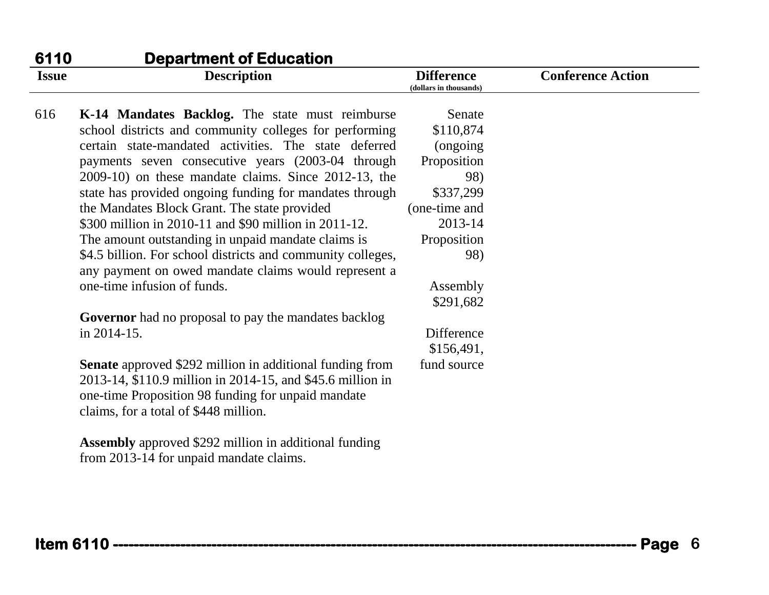## 6110 Department of Education

| Issue | Description | Difference (dollars in thousands) | Conference Action |
| --- | --- | --- | --- |
| 616 | **K-14 Mandates Backlog.** The state must reimburse school districts and community colleges for performing certain state-mandated activities. The state deferred payments seven consecutive years (2003-04 through 2009-10) on these mandate claims. Since 2012-13, the state has provided ongoing funding for mandates through the Mandates Block Grant. The state provided $300 million in 2010-11 and $90 million in 2011-12. The amount outstanding in unpaid mandate claims is $4.5 billion. For school districts and community colleges, any payment on owed mandate claims would represent a one-time infusion of funds.<br><br>**Governor** had no proposal to pay the mandates backlog in 2014-15.<br><br>**Senate** approved $292 million in additional funding from 2013-14, $110.9 million in 2014-15, and $45.6 million in one-time Proposition 98 funding for unpaid mandate claims, for a total of $448 million.<br><br>**Assembly** approved $292 million in additional funding from 2013-14 for unpaid mandate claims. | Senate $110,874 (ongoing Proposition 98) $337,299 (one-time and 2013-14 Proposition 98)<br><br>Assembly $291,682<br><br>Difference $156,491, fund source | |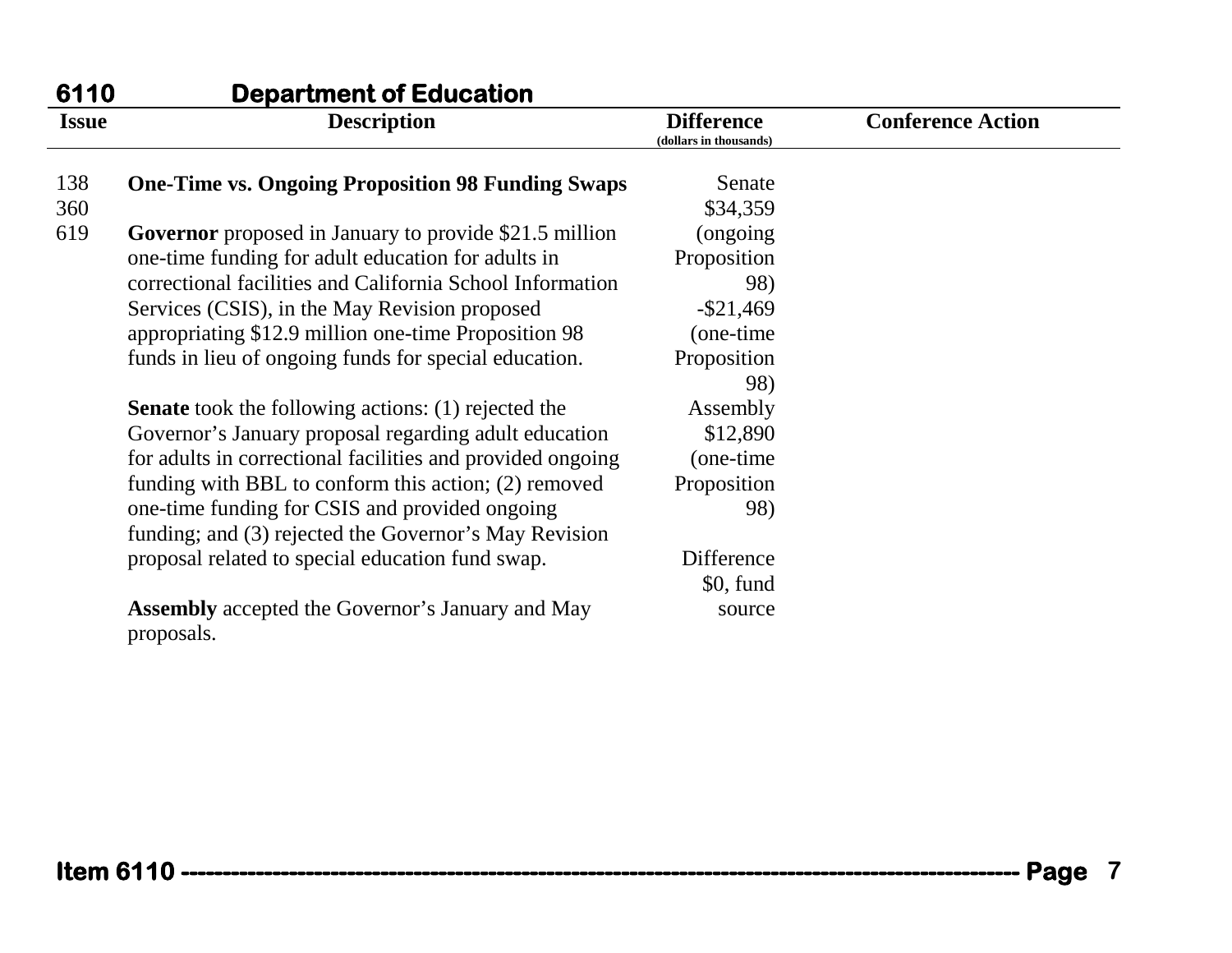## 6110 Department of Education

| Issue | Description | Difference (dollars in thousands) | Conference Action |
|---|---|---|---|
| 138 360 619 | **One-Time vs. Ongoing Proposition 98 Funding Swaps**<br><br>**Governor** proposed in January to provide $21.5 million one-time funding for adult education for adults in correctional facilities and California School Information Services (CSIS), in the May Revision proposed appropriating $12.9 million one-time Proposition 98 funds in lieu of ongoing funds for special education.<br><br>**Senate** took the following actions: (1) rejected the Governor's January proposal regarding adult education for adults in correctional facilities and provided ongoing funding with BBL to conform this action; (2) removed one-time funding for CSIS and provided ongoing funding; and (3) rejected the Governor's May Revision proposal related to special education fund swap.<br><br>**Assembly** accepted the Governor's January and May proposals. | Senate $34,359 (ongoing Proposition 98) -$21,469 (one-time Proposition 98) Assembly $12,890 (one-time Proposition 98)<br><br>Difference $0, fund source | |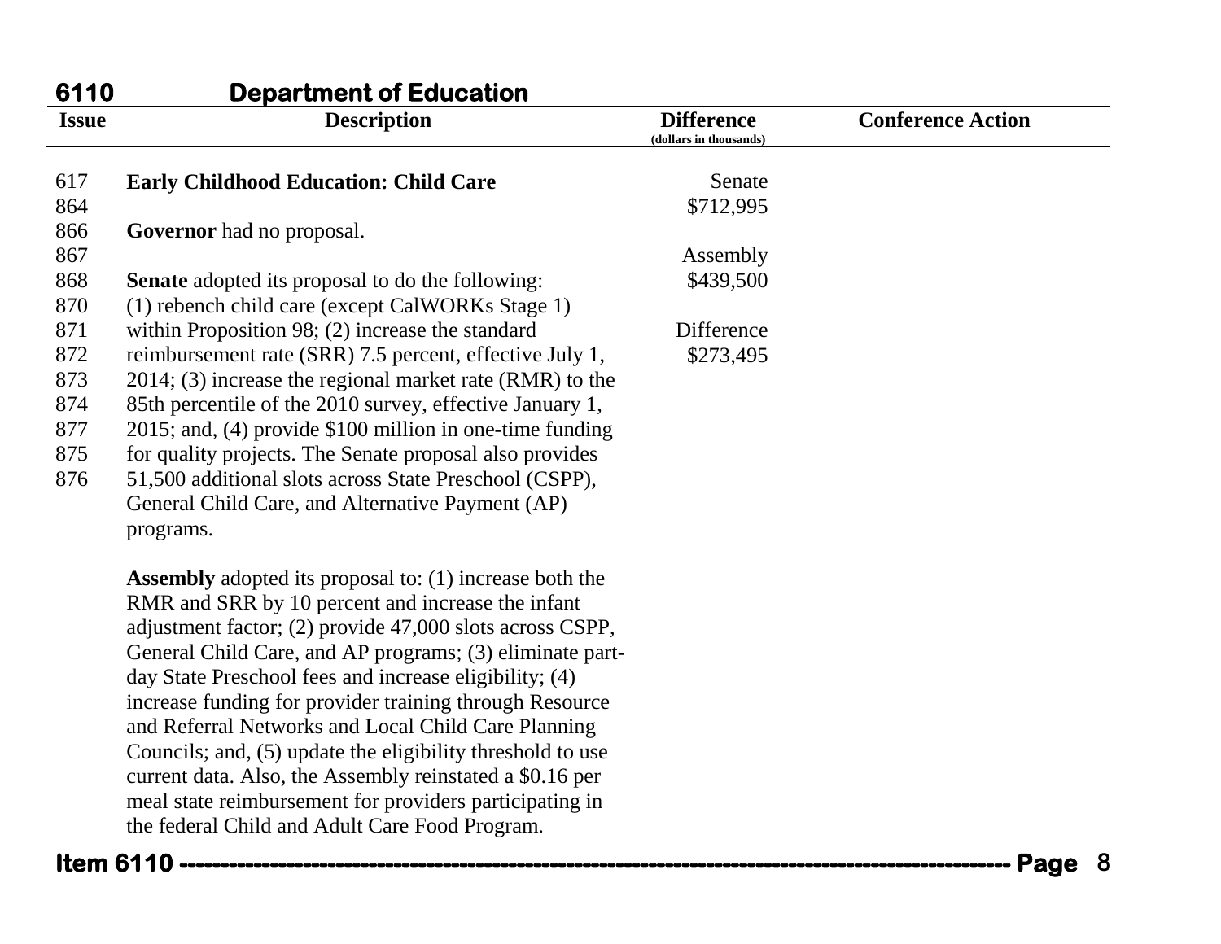## 6110 Department of Education

| Issue | Description | Difference (dollars in thousands) | Conference Action |
|---|---|---|---|
| 617<br>864<br>866<br>867<br>868<br>870<br>871<br>872<br>873<br>874<br>877<br>875<br>876 | **Early Childhood Education: Child Care**<br><br>**Governor** had no proposal.<br><br>**Senate** adopted its proposal to do the following: (1) rebench child care (except CalWORKs Stage 1) within Proposition 98; (2) increase the standard reimbursement rate (SRR) 7.5 percent, effective July 1, 2014; (3) increase the regional market rate (RMR) to the 85th percentile of the 2010 survey, effective January 1, 2015; and, (4) provide $100 million in one-time funding for quality projects. The Senate proposal also provides 51,500 additional slots across State Preschool (CSPP), General Child Care, and Alternative Payment (AP) programs.<br><br>**Assembly** adopted its proposal to: (1) increase both the RMR and SRR by 10 percent and increase the infant adjustment factor; (2) provide 47,000 slots across CSPP, General Child Care, and AP programs; (3) eliminate part-day State Preschool fees and increase eligibility; (4) increase funding for provider training through Resource and Referral Networks and Local Child Care Planning Councils; and, (5) update the eligibility threshold to use current data. Also, the Assembly reinstated a $0.16 per meal state reimbursement for providers participating in the federal Child and Adult Care Food Program. | Senate<br>$712,995<br><br>Assembly<br>$439,500<br><br>Difference<br>$273,495 | |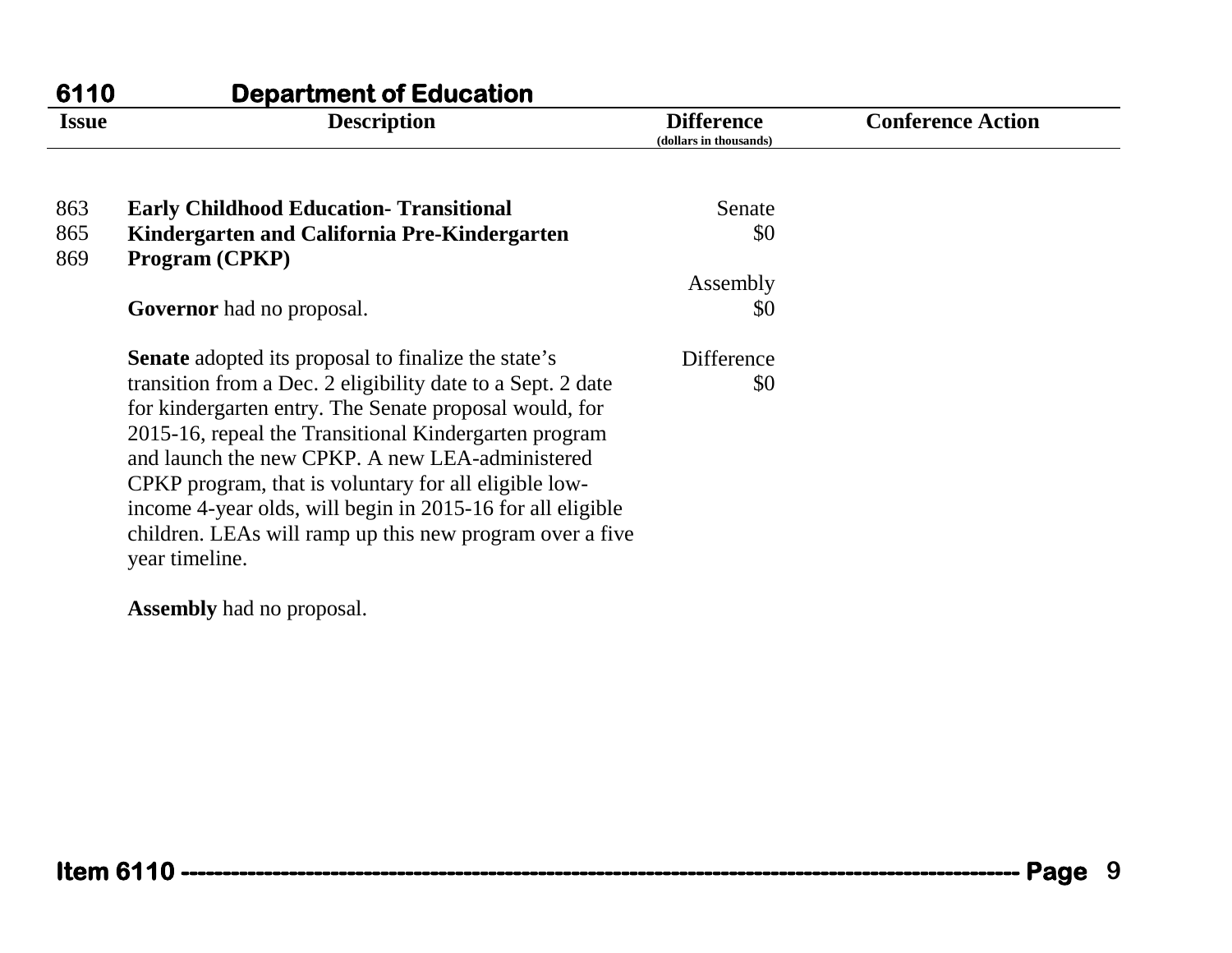## 6110 Department of Education

| Issue | Description | Difference (dollars in thousands) | Conference Action |
|---|---|---|---|
| 863<br>865<br>869 | **Early Childhood Education- Transitional Kindergarten and California Pre-Kindergarten Program (CPKP)**<br><br>**Governor** had no proposal.<br><br>**Senate** adopted its proposal to finalize the state's transition from a Dec. 2 eligibility date to a Sept. 2 date for kindergarten entry. The Senate proposal would, for 2015-16, repeal the Transitional Kindergarten program and launch the new CPKP. A new LEA-administered CPKP program, that is voluntary for all eligible low-income 4-year olds, will begin in 2015-16 for all eligible children. LEAs will ramp up this new program over a five year timeline.<br><br>**Assembly** had no proposal. | Senate<br>$0<br><br>Assembly<br>$0<br><br>Difference<br>$0 | |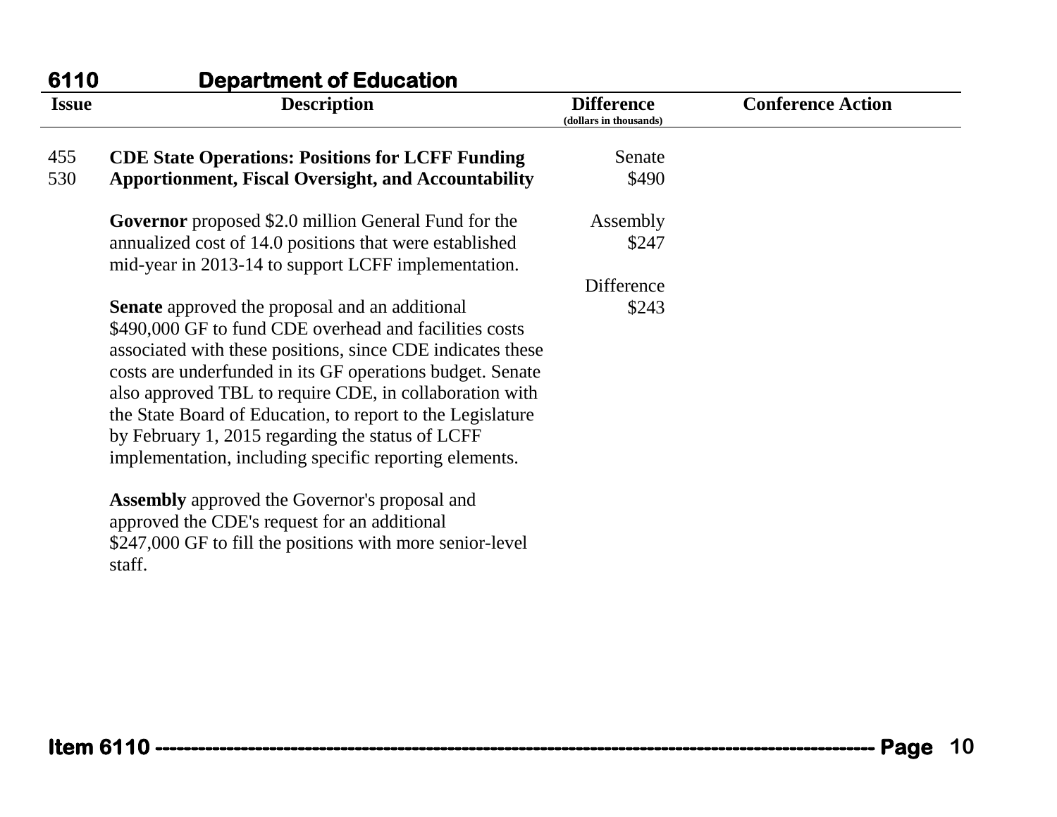## 6110 Department of Education

| Issue | Description | Difference (dollars in thousands) | Conference Action |
|---|---|---|---|
| 455<br>530 | **CDE State Operations: Positions for LCFF Funding Apportionment, Fiscal Oversight, and Accountability**<br><br>**Governor** proposed $2.0 million General Fund for the annualized cost of 14.0 positions that were established mid-year in 2013-14 to support LCFF implementation.<br><br>**Senate** approved the proposal and an additional $490,000 GF to fund CDE overhead and facilities costs associated with these positions, since CDE indicates these costs are underfunded in its GF operations budget. Senate also approved TBL to require CDE, in collaboration with the State Board of Education, to report to the Legislature by February 1, 2015 regarding the status of LCFF implementation, including specific reporting elements.<br><br>**Assembly** approved the Governor's proposal and approved the CDE's request for an additional $247,000 GF to fill the positions with more senior-level staff. | Senate<br>$490<br><br>Assembly<br>$247<br><br>Difference<br>$243 | |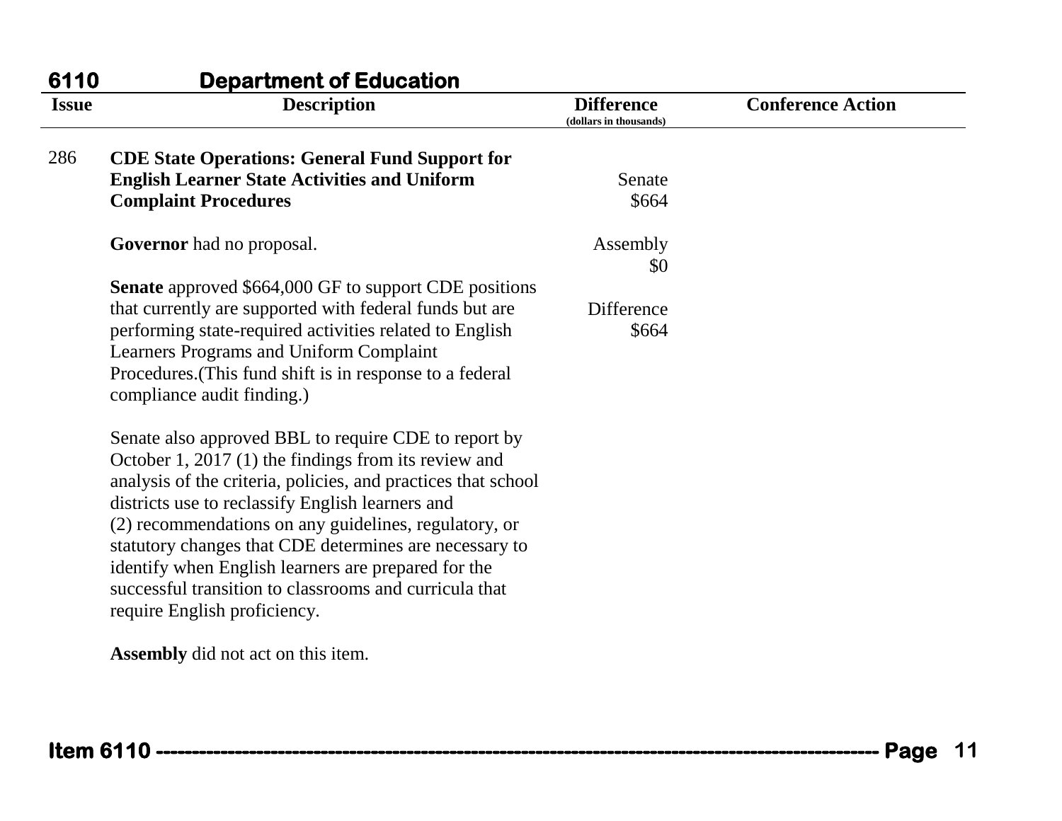## 6110 Department of Education

| Issue | Description | Difference (dollars in thousands) | Conference Action |
|---|---|---|---|
| 286 | **CDE State Operations: General Fund Support for English Learner State Activities and Uniform Complaint Procedures**<br><br>**Governor** had no proposal.<br><br>**Senate** approved $664,000 GF to support CDE positions that currently are supported with federal funds but are performing state-required activities related to English Learners Programs and Uniform Complaint Procedures.(This fund shift is in response to a federal compliance audit finding.)<br><br>Senate also approved BBL to require CDE to report by October 1, 2017 (1) the findings from its review and analysis of the criteria, policies, and practices that school districts use to reclassify English learners and (2) recommendations on any guidelines, regulatory, or statutory changes that CDE determines are necessary to identify when English learners are prepared for the successful transition to classrooms and curricula that require English proficiency.<br><br>**Assembly** did not act on this item. | Senate<br>$664<br><br>Assembly<br>$0<br><br>Difference<br>$664 | |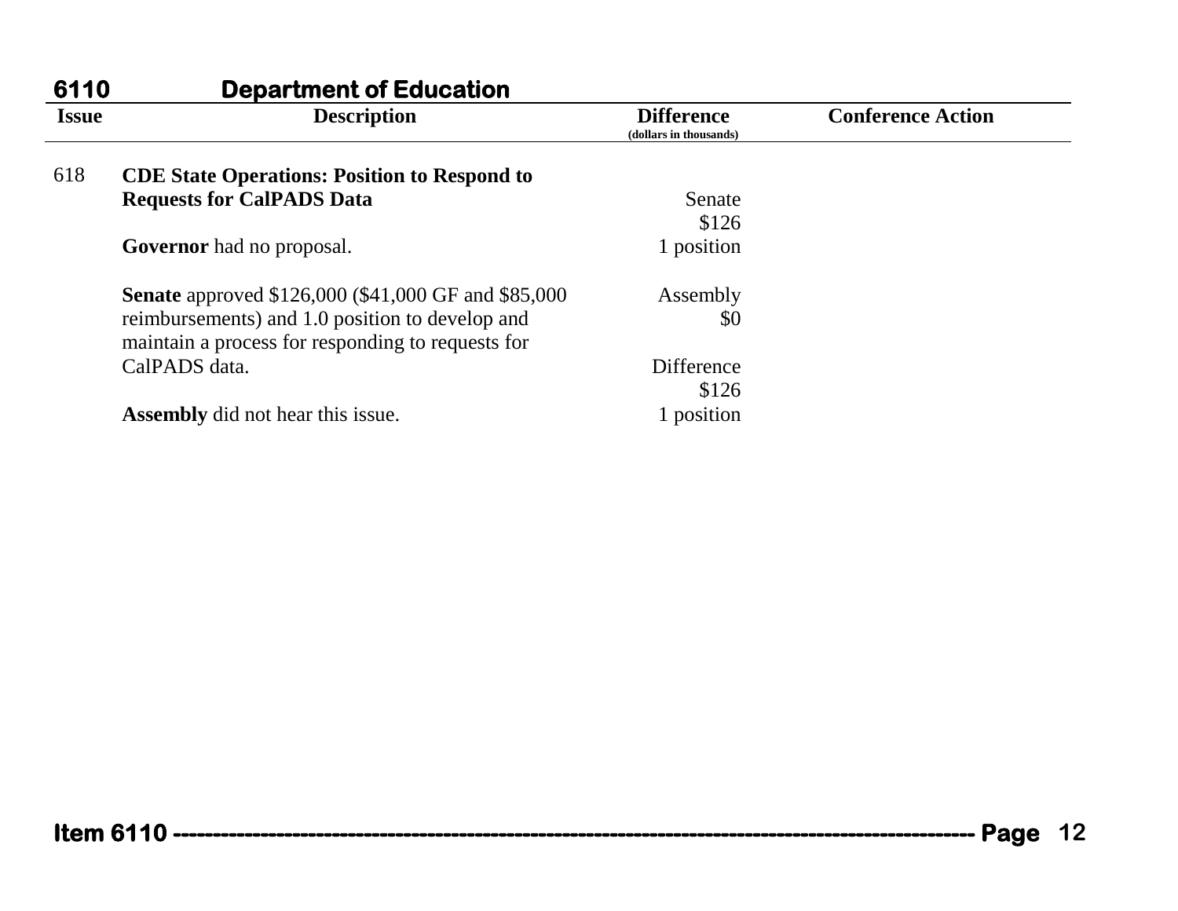## 6110 Department of Education

| Issue | Description | Difference (dollars in thousands) | Conference Action |
|---|---|---|---|
| 618 | **CDE State Operations: Position to Respond to Requests for CalPADS Data**<br><br>**Governor** had no proposal.<br><br>**Senate** approved $126,000 ($41,000 GF and $85,000 reimbursements) and 1.0 position to develop and maintain a process for responding to requests for CalPADS data.<br><br>**Assembly** did not hear this issue. | Senate<br>$126<br>1 position<br><br>Assembly<br>$0<br><br>Difference<br>$126<br>1 position | |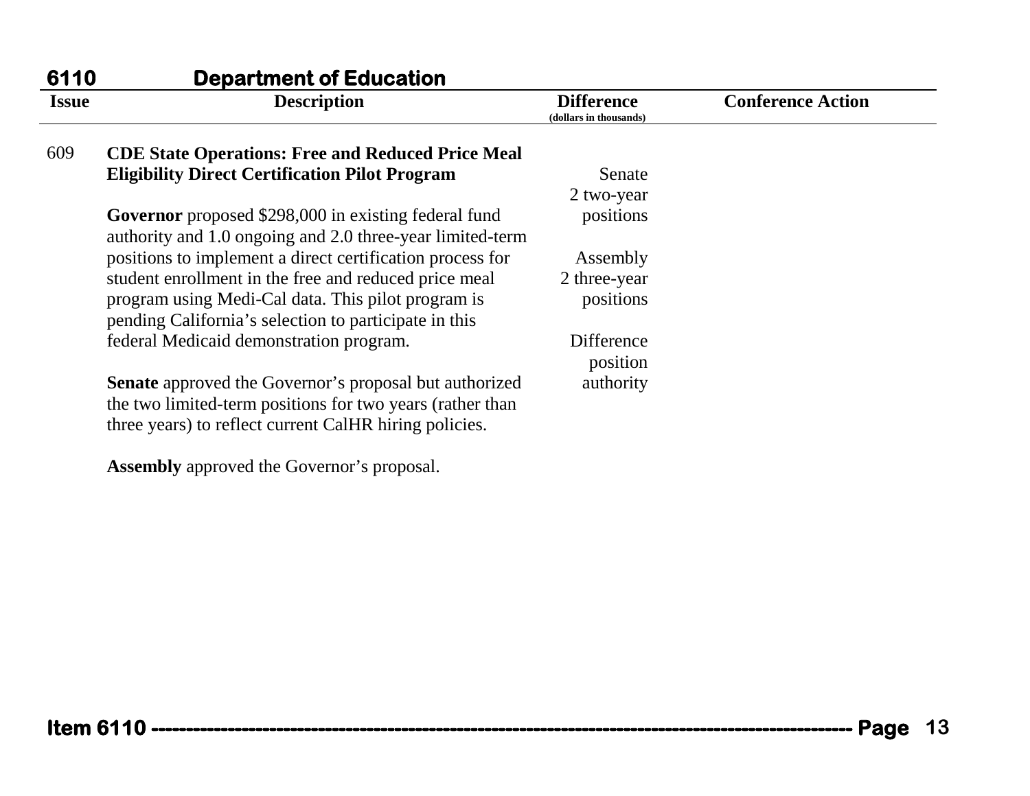## 6110 Department of Education

| Issue | Description | Difference (dollars in thousands) | Conference Action |
|---|---|---|---|
| 609 | **CDE State Operations: Free and Reduced Price Meal Eligibility Direct Certification Pilot Program**<br><br>**Governor** proposed $298,000 in existing federal fund authority and 1.0 ongoing and 2.0 three-year limited-term positions to implement a direct certification process for student enrollment in the free and reduced price meal program using Medi-Cal data. This pilot program is pending California's selection to participate in this federal Medicaid demonstration program.<br><br>**Senate** approved the Governor's proposal but authorized the two limited-term positions for two years (rather than three years) to reflect current CalHR hiring policies.<br><br>**Assembly** approved the Governor's proposal. | Senate<br>2 two-year positions<br><br>Assembly<br>2 three-year positions<br><br>Difference position authority | |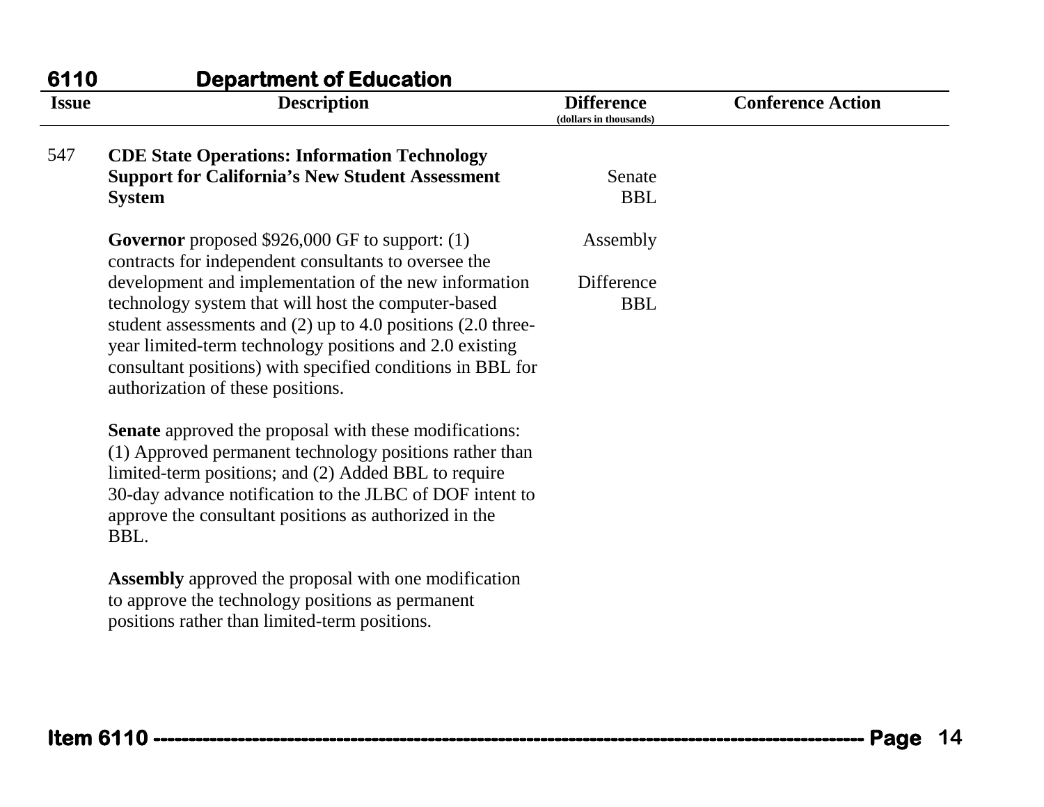## 6110 Department of Education

| Issue | Description | Difference (dollars in thousands) | Conference Action |
|---|---|---|---|
| 547 | **CDE State Operations: Information Technology Support for California's New Student Assessment System**<br><br>**Governor** proposed $926,000 GF to support: (1) contracts for independent consultants to oversee the development and implementation of the new information technology system that will host the computer-based student assessments and (2) up to 4.0 positions (2.0 three-year limited-term technology positions and 2.0 existing consultant positions) with specified conditions in BBL for authorization of these positions.<br><br>**Senate** approved the proposal with these modifications: (1) Approved permanent technology positions rather than limited-term positions; and (2) Added BBL to require 30-day advance notification to the JLBC of DOF intent to approve the consultant positions as authorized in the BBL.<br><br>**Assembly** approved the proposal with one modification to approve the technology positions as permanent positions rather than limited-term positions. | Senate BBL<br><br>Assembly<br><br>Difference BBL | |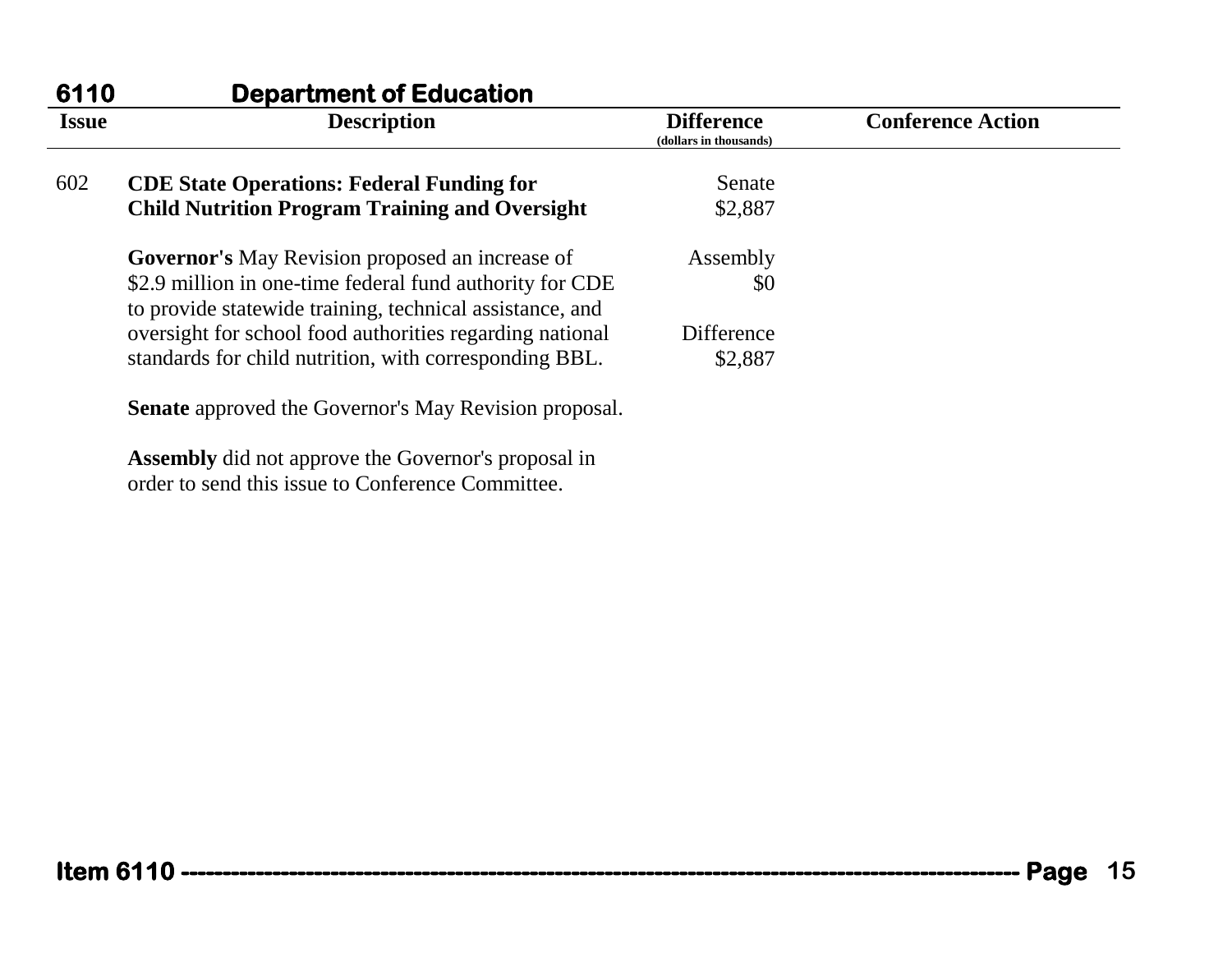## 6110 Department of Education

| Issue | Description | Difference (dollars in thousands) | Conference Action |
|---|---|---|---|
| 602 | **CDE State Operations: Federal Funding for Child Nutrition Program Training and Oversight**<br><br>**Governor's** May Revision proposed an increase of \$2.9 million in one-time federal fund authority for CDE to provide statewide training, technical assistance, and oversight for school food authorities regarding national standards for child nutrition, with corresponding BBL.<br><br>**Senate** approved the Governor's May Revision proposal.<br><br>**Assembly** did not approve the Governor's proposal in order to send this issue to Conference Committee. | Senate<br>\$2,887<br><br>Assembly<br>\$0<br><br>Difference<br>\$2,887 | |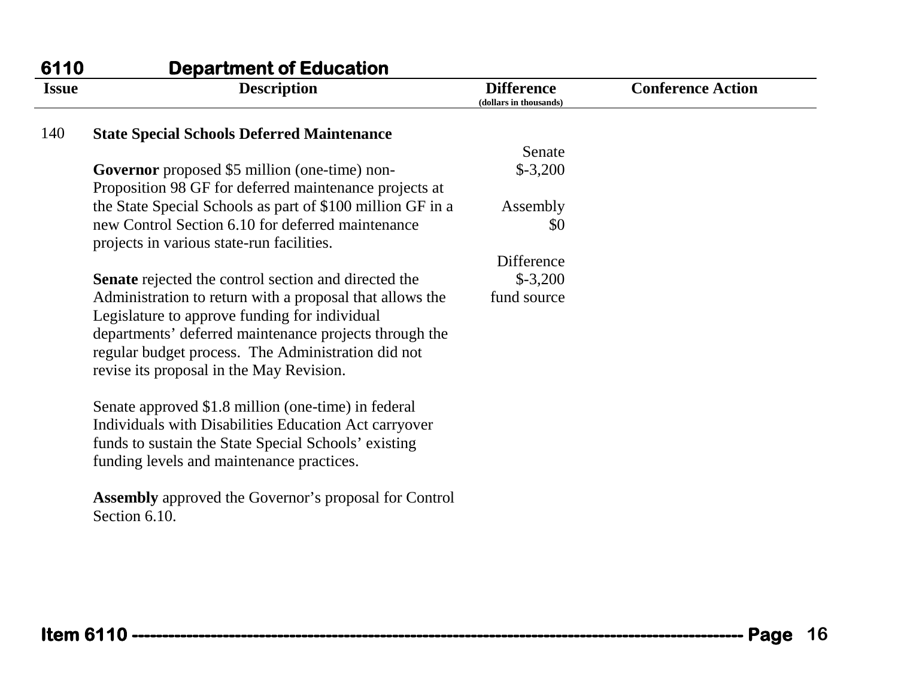## 6110 Department of Education

| Issue | Description | Difference (dollars in thousands) | Conference Action |
|---|---|---|---|
| 140 | **State Special Schools Deferred Maintenance**<br><br>**Governor** proposed $5 million (one-time) non-Proposition 98 GF for deferred maintenance projects at the State Special Schools as part of $100 million GF in a new Control Section 6.10 for deferred maintenance projects in various state-run facilities.<br><br>**Senate** rejected the control section and directed the Administration to return with a proposal that allows the Legislature to approve funding for individual departments' deferred maintenance projects through the regular budget process. The Administration did not revise its proposal in the May Revision.<br><br>Senate approved $1.8 million (one-time) in federal Individuals with Disabilities Education Act carryover funds to sustain the State Special Schools' existing funding levels and maintenance practices.<br><br>**Assembly** approved the Governor's proposal for Control Section 6.10. | Senate<br>$-3,200<br><br>Assembly<br>$0<br><br>Difference<br>$-3,200<br>fund source | |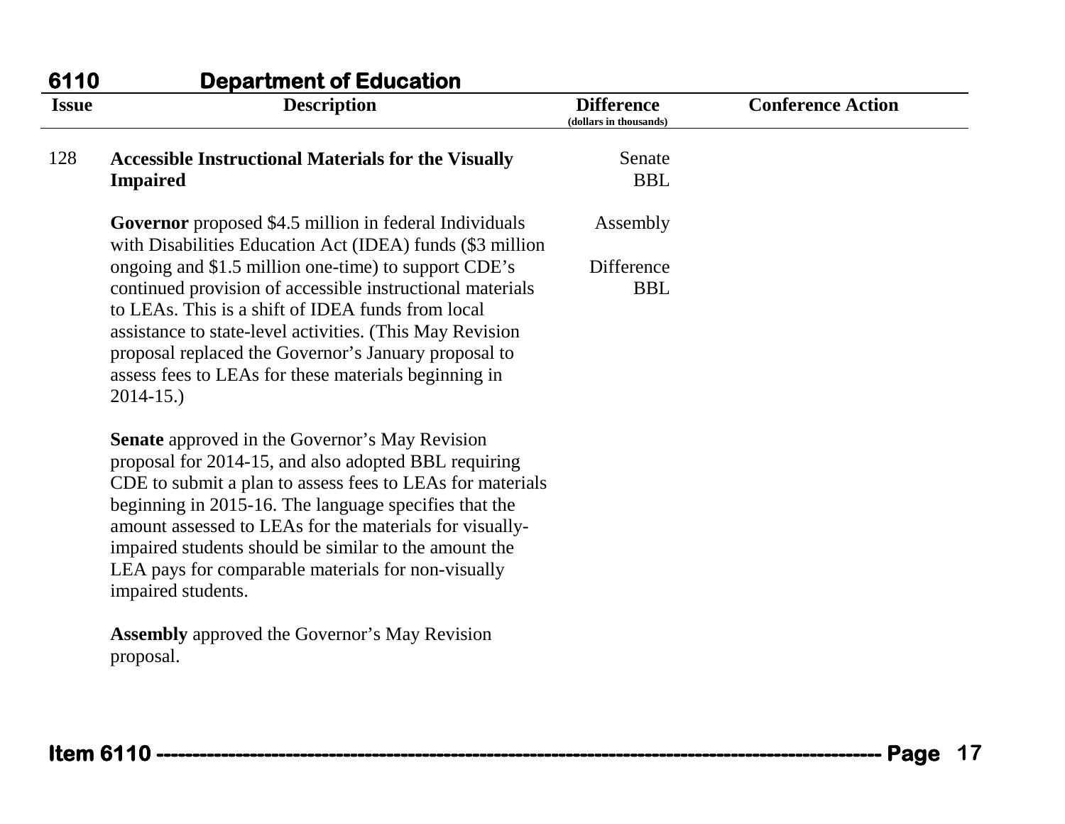## 6110 Department of Education

| Issue | Description | Difference (dollars in thousands) | Conference Action |
|---|---|---|---|
| 128 | **Accessible Instructional Materials for the Visually Impaired**<br><br>**Governor** proposed $4.5 million in federal Individuals with Disabilities Education Act (IDEA) funds ($3 million ongoing and $1.5 million one-time) to support CDE's continued provision of accessible instructional materials to LEAs. This is a shift of IDEA funds from local assistance to state-level activities. (This May Revision proposal replaced the Governor's January proposal to assess fees to LEAs for these materials beginning in 2014-15.)<br><br>**Senate** approved in the Governor's May Revision proposal for 2014-15, and also adopted BBL requiring CDE to submit a plan to assess fees to LEAs for materials beginning in 2015-16. The language specifies that the amount assessed to LEAs for the materials for visually-impaired students should be similar to the amount the LEA pays for comparable materials for non-visually impaired students.<br><br>**Assembly** approved the Governor's May Revision proposal. | Senate<br>BBL<br><br>Assembly<br><br>Difference<br>BBL | |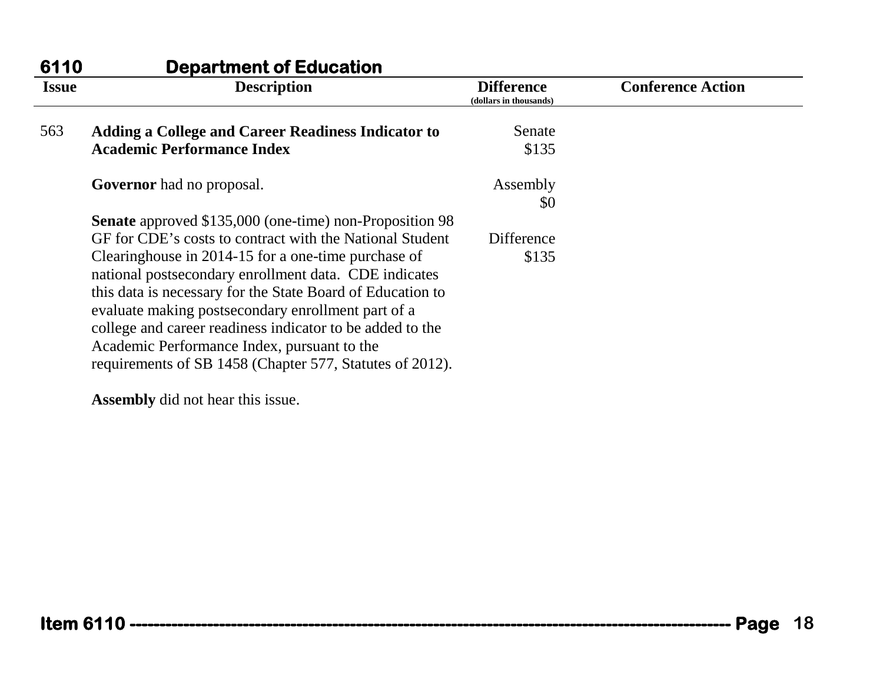## 6110 Department of Education

| Issue | Description | Difference (dollars in thousands) | Conference Action |
|---|---|---|---|
| 563 | **Adding a College and Career Readiness Indicator to Academic Performance Index**<br><br>**Governor** had no proposal.<br><br>**Senate** approved $135,000 (one-time) non-Proposition 98 GF for CDE's costs to contract with the National Student Clearinghouse in 2014-15 for a one-time purchase of national postsecondary enrollment data. CDE indicates this data is necessary for the State Board of Education to evaluate making postsecondary enrollment part of a college and career readiness indicator to be added to the Academic Performance Index, pursuant to the requirements of SB 1458 (Chapter 577, Statutes of 2012).<br><br>**Assembly** did not hear this issue. | Senate<br>$135<br><br>Assembly<br>$0<br><br>Difference<br>$135 | |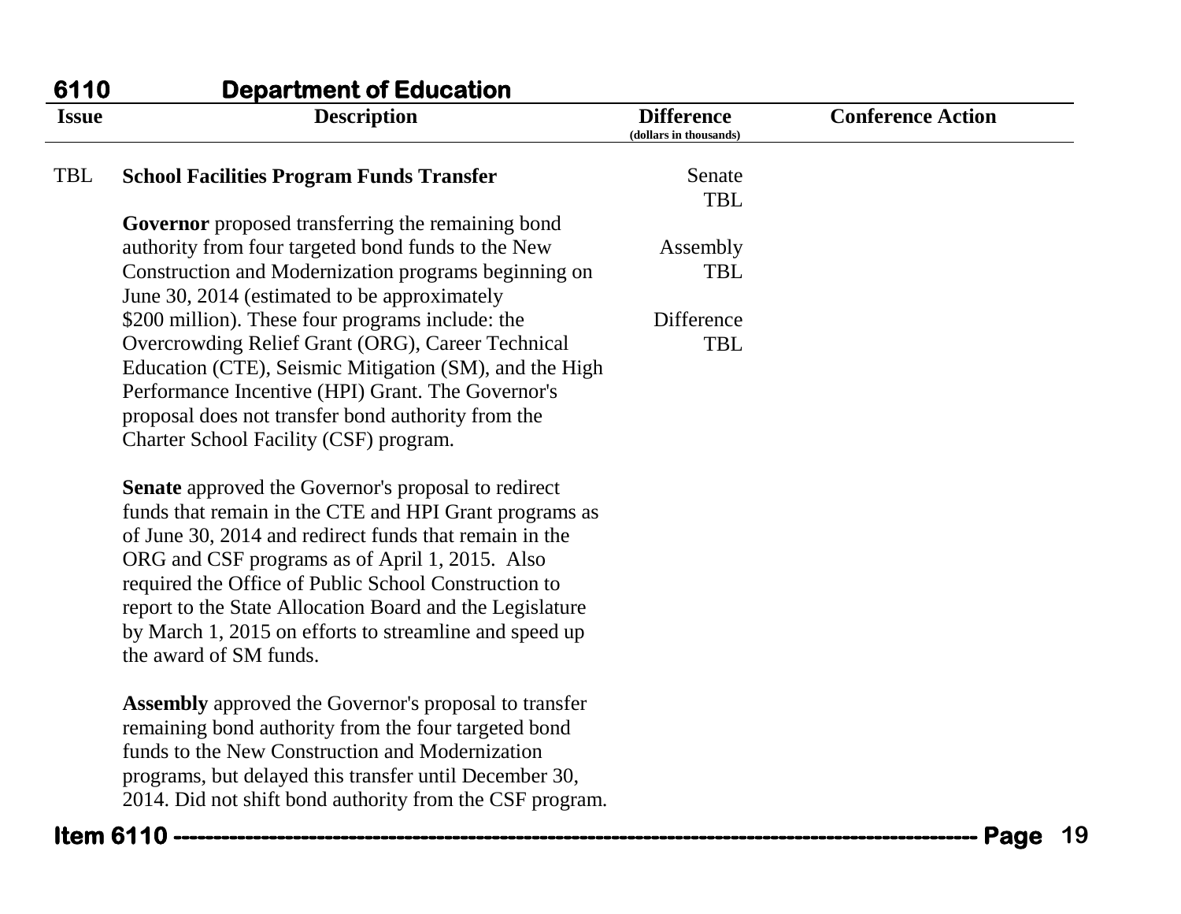## 6110 Department of Education

| Issue | Description | Difference (dollars in thousands) | Conference Action |
|---|---|---|---|
| TBL | **School Facilities Program Funds Transfer**<br><br>**Governor** proposed transferring the remaining bond authority from four targeted bond funds to the New Construction and Modernization programs beginning on June 30, 2014 (estimated to be approximately $200 million). These four programs include: the Overcrowding Relief Grant (ORG), Career Technical Education (CTE), Seismic Mitigation (SM), and the High Performance Incentive (HPI) Grant. The Governor's proposal does not transfer bond authority from the Charter School Facility (CSF) program.<br><br>**Senate** approved the Governor's proposal to redirect funds that remain in the CTE and HPI Grant programs as of June 30, 2014 and redirect funds that remain in the ORG and CSF programs as of April 1, 2015. Also required the Office of Public School Construction to report to the State Allocation Board and the Legislature by March 1, 2015 on efforts to streamline and speed up the award of SM funds.<br><br>**Assembly** approved the Governor's proposal to transfer remaining bond authority from the four targeted bond funds to the New Construction and Modernization programs, but delayed this transfer until December 30, 2014. Did not shift bond authority from the CSF program. | Senate<br>TBL<br><br>Assembly<br>TBL<br><br>Difference<br>TBL | |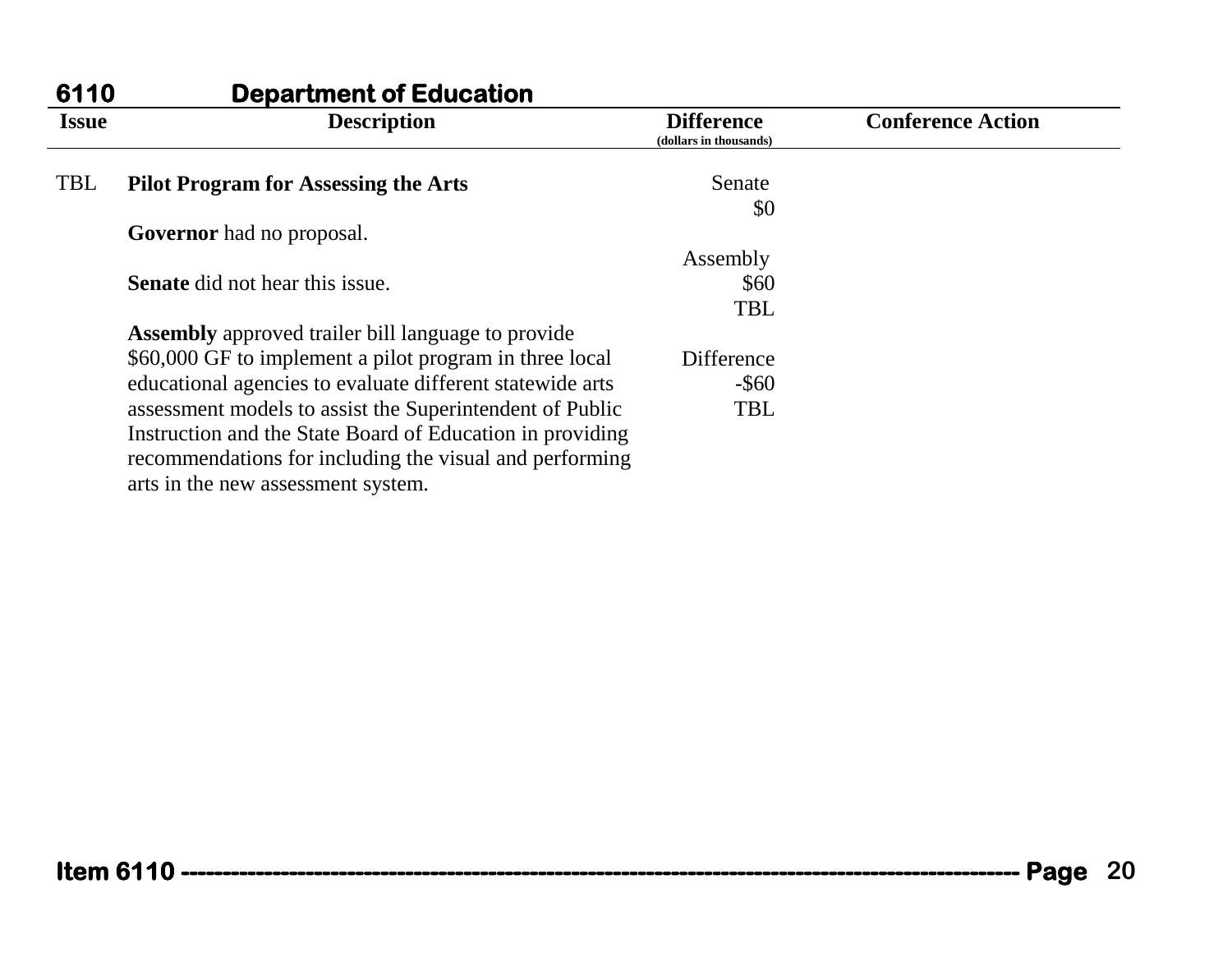## 6110 Department of Education

| Issue | Description | Difference (dollars in thousands) | Conference Action |
|---|---|---|---|
| TBL | **Pilot Program for Assessing the Arts**<br><br>**Governor** had no proposal.<br><br>**Senate** did not hear this issue.<br><br>**Assembly** approved trailer bill language to provide $60,000 GF to implement a pilot program in three local educational agencies to evaluate different statewide arts assessment models to assist the Superintendent of Public Instruction and the State Board of Education in providing recommendations for including the visual and performing arts in the new assessment system. | Senate<br>$0<br><br>Assembly<br>$60<br>TBL<br><br>Difference<br>-$60<br>TBL | |